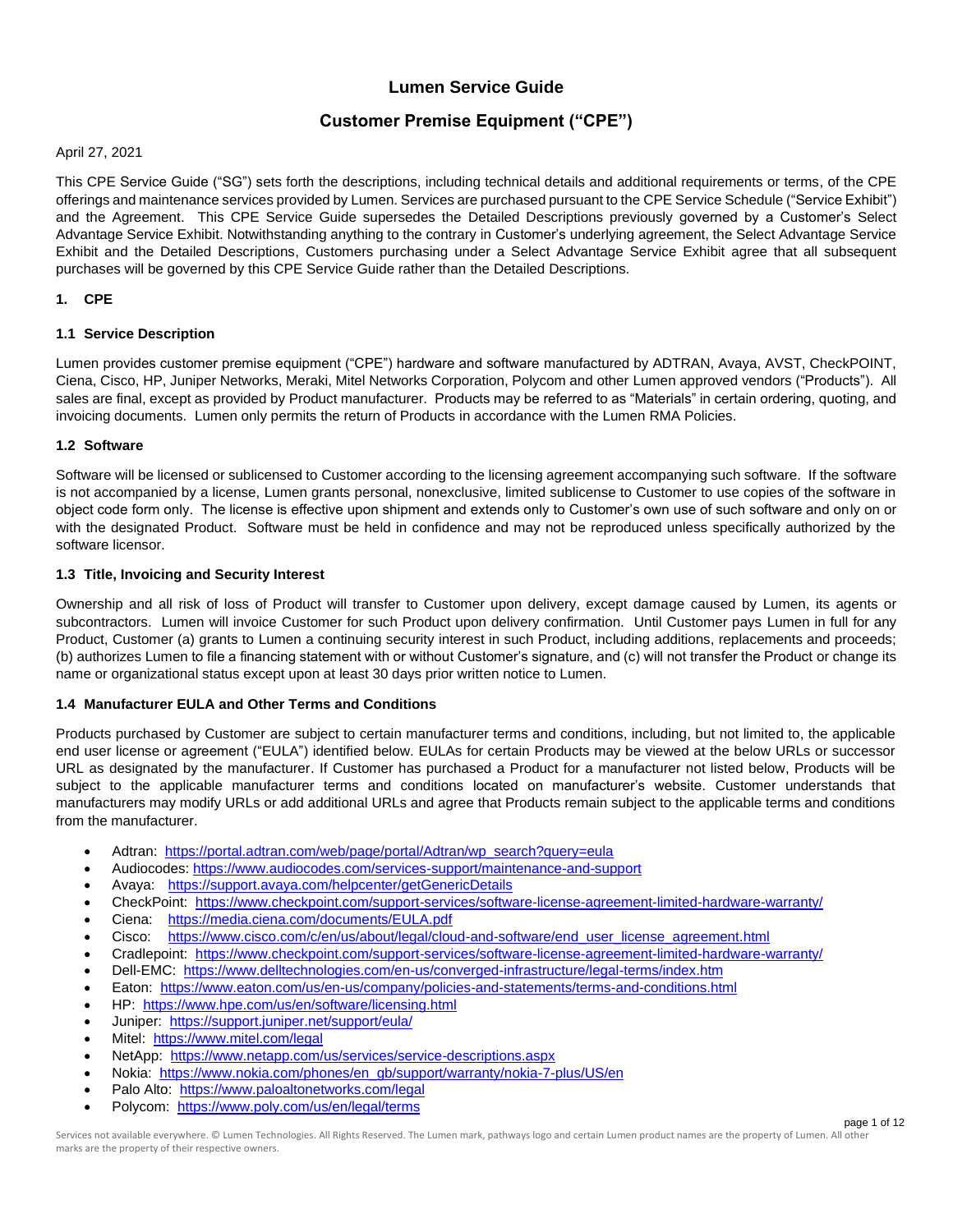# Lumen Service Guide

## Customer Premise Equipment ("CPE")

April 27, 2021

This CPE Service Guide ("SG") sets forth the descriptions, including technical details and additional requirements or terms, of the CPE offerings and maintenance services provided by Lumen. Services are purchased pursuant to the CPE Service Schedule ("Service Exhibit") and the Agreement. This CPE Service Guide supersedes the Detailed Descriptions previously governed by a Customer's Select Advantage Service Exhibit. Notwithstanding anything to the contrary in Customer's underlying agreement, the Select Advantage Service Exhibit and the Detailed Descriptions, Customers purchasing under a Select Advantage Service Exhibit agree that all subsequent purchases will be governed by this CPE Service Guide rather than the Detailed Descriptions.

### 1. CPE

#### 1.1 Service Description

Lumen provides customer premise equipment ("CPE") hardware and software manufactured by ADTRAN, Avaya, AVST, CheckPOINT, Ciena, Cisco, HP, Juniper Networks, Meraki, Mitel Networks Corporation, Polycom and other Lumen approved vendors ("Products"). All sales are final, except as provided by Product manufacturer. Products may be referred to as "Materials" in certain ordering, quoting, and invoicing documents. Lumen only permits the return of Products in accordance with the Lumen RMA Policies.

#### 1.2 Software

Software will be licensed or sublicensed to Customer according to the licensing agreement accompanying such software. If the software is not accompanied by a license, Lumen grants personal, nonexclusive, limited sublicense to Customer to use copies of the software in object code form only. The license is effective upon shipment and extends only to Customer's own use of such software and only on or with the designated Product. Software must be held in confidence and may not be reproduced unless specifically authorized by the software licensor.

#### 1.3 Title, Invoicing and Security Interest

Ownership and all risk of loss of Product will transfer to Customer upon delivery, except damage caused by Lumen, its agents or subcontractors. Lumen will invoice Customer for such Product upon delivery confirmation. Until Customer pays Lumen in full for any Product, Customer (a) grants to Lumen a continuing security interest in such Product, including additions, replacements and proceeds; (b) authorizes Lumen to file a financing statement with or without Customer's signature, and (c) will not transfer the Product or change its name or organizational status except upon at least 30 days prior written notice to Lumen.

#### 1.4 Manufacturer EULA and Other Terms and Conditions

Products purchased by Customer are subject to certain manufacturer terms and conditions, including, but not limited to, the applicable end user license or agreement ("EULA") identified below. EULAs for certain Products may be viewed at the below URLs or successor URL as designated by the manufacturer. If Customer has purchased a Product for a manufacturer not listed below, Products will be subject to the applicable manufacturer terms and conditions located on manufacturer's website. Customer understands that manufacturers may modify URLs or add additional URLs and agree that Products remain subject to the applicable terms and conditions from the manufacturer.

- Adtran: https://portal.adtran.com/web/page/portal/Adtran/wp_search?query=eula
- Audiocodes: https://www.audiocodes.com/services-support/maintenance-and-support
- Avaya: https://support.avaya.com/helpcenter/getGenericDetails
- CheckPoint: https://www.checkpoint.com/support-services/software-license-agreement-limited-hardware-warranty/
- Ciena: https://media.ciena.com/documents/EULA.pdf
- Cisco: https://www.cisco.com/c/en/us/about/legal/cloud-and-software/end_user_license_agreement.html
- Cradlepoint: https://www.checkpoint.com/support-services/software-license-agreement-limited-hardware-warranty/
- Dell-EMC: https://www.delltechnologies.com/en-us/converged-infrastructure/legal-terms/index.htm
- Eaton: https://www.eaton.com/us/en-us/company/policies-and-statements/terms-and-conditions.html
- HP: https://www.hpe.com/us/en/software/licensing.html
- Juniper: https://support.juniper.net/support/eula/
- Mitel: https://www.mitel.com/legal
- NetApp: https://www.netapp.com/us/services/service-descriptions.aspx
- Nokia: https://www.nokia.com/phones/en_gb/support/warranty/nokia-7-plus/US/en
- Palo Alto: https://www.paloaltonetworks.com/legal
- Polycom: https://www.poly.com/us/en/legal/terms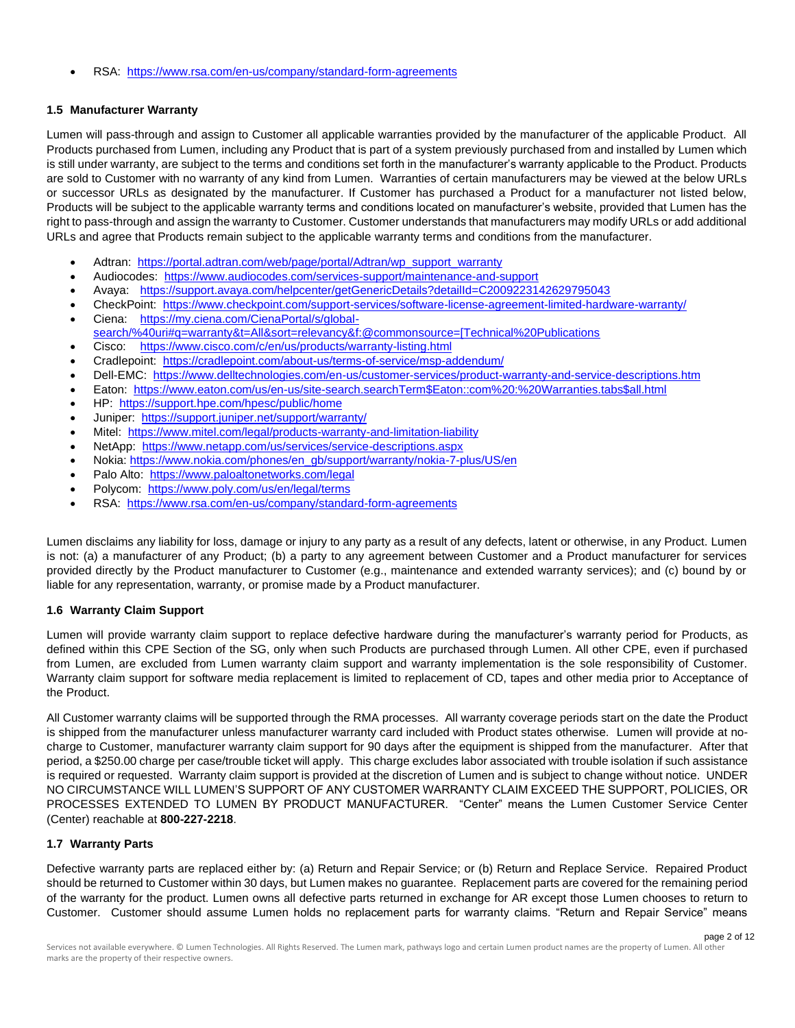- RSA: https://www.rsa.com/en-us/company/standard-form-agreements

### 1.5 Manufacturer Warranty

Lumen will pass-through and assign to Customer all applicable warranties provided by the manufacturer of the applicable Product. All Products purchased from Lumen, including any Product that is part of a system previously purchased from and installed by Lumen which is still under warranty, are subject to the terms and conditions set forth in the manufacturer's warranty applicable to the Product. Products are sold to Customer with no warranty of any kind from Lumen. Warranties of certain manufacturers may be viewed at the below URLs or successor URLs as designated by the manufacturer. If Customer has purchased a Product for a manufacturer not listed below, Products will be subject to the applicable warranty terms and conditions located on manufacturer's website, provided that Lumen has the right to pass-through and assign the warranty to Customer. Customer understands that manufacturers may modify URLs or add additional URLs and agree that Products remain subject to the applicable warranty terms and conditions from the manufacturer.

- Adtran: https://portal.adtran.com/web/page/portal/Adtran/wp_support_warranty
- Audiocodes: https://www.audiocodes.com/services-support/maintenance-and-support
- Avaya: https://support.avaya.com/helpcenter/getGenericDetails?detailId=C2009223142629795043
- CheckPoint: https://www.checkpoint.com/support-services/software-license-agreement-limited-hardware-warranty/
- Ciena: https://my.ciena.com/CienaPortal/s/global-search/%40uri#q=warranty&t=All&sort=relevancy&f:@commonsource=[Technical%20Publications
- Cisco: https://www.cisco.com/c/en/us/products/warranty-listing.html
- Cradlepoint: https://cradlepoint.com/about-us/terms-of-service/msp-addendum/
- Dell-EMC: https://www.delltechnologies.com/en-us/customer-services/product-warranty-and-service-descriptions.htm
- Eaton: https://www.eaton.com/us/en-us/site-search.searchTerm$Eaton::com%20:%20Warranties.tabs$all.html
- HP: https://support.hpe.com/hpesc/public/home
- Juniper: https://support.juniper.net/support/warranty/
- Mitel: https://www.mitel.com/legal/products-warranty-and-limitation-liability
- NetApp: https://www.netapp.com/us/services/service-descriptions.aspx
- Nokia: https://www.nokia.com/phones/en_gb/support/warranty/nokia-7-plus/US/en
- Palo Alto: https://www.paloaltonetworks.com/legal
- Polycom: https://www.poly.com/us/en/legal/terms
- RSA: https://www.rsa.com/en-us/company/standard-form-agreements

Lumen disclaims any liability for loss, damage or injury to any party as a result of any defects, latent or otherwise, in any Product. Lumen is not: (a) a manufacturer of any Product; (b) a party to any agreement between Customer and a Product manufacturer for services provided directly by the Product manufacturer to Customer (e.g., maintenance and extended warranty services); and (c) bound by or liable for any representation, warranty, or promise made by a Product manufacturer.

### 1.6 Warranty Claim Support

Lumen will provide warranty claim support to replace defective hardware during the manufacturer's warranty period for Products, as defined within this CPE Section of the SG, only when such Products are purchased through Lumen. All other CPE, even if purchased from Lumen, are excluded from Lumen warranty claim support and warranty implementation is the sole responsibility of Customer. Warranty claim support for software media replacement is limited to replacement of CD, tapes and other media prior to Acceptance of the Product.

All Customer warranty claims will be supported through the RMA processes. All warranty coverage periods start on the date the Product is shipped from the manufacturer unless manufacturer warranty card included with Product states otherwise. Lumen will provide at no-charge to Customer, manufacturer warranty claim support for 90 days after the equipment is shipped from the manufacturer. After that period, a $250.00 charge per case/trouble ticket will apply. This charge excludes labor associated with trouble isolation if such assistance is required or requested. Warranty claim support is provided at the discretion of Lumen and is subject to change without notice. UNDER NO CIRCUMSTANCE WILL LUMEN'S SUPPORT OF ANY CUSTOMER WARRANTY CLAIM EXCEED THE SUPPORT, POLICIES, OR PROCESSES EXTENDED TO LUMEN BY PRODUCT MANUFACTURER. "Center" means the Lumen Customer Service Center (Center) reachable at **800-227-2218**.

### 1.7 Warranty Parts

Defective warranty parts are replaced either by: (a) Return and Repair Service; or (b) Return and Replace Service. Repaired Product should be returned to Customer within 30 days, but Lumen makes no guarantee. Replacement parts are covered for the remaining period of the warranty for the product. Lumen owns all defective parts returned in exchange for AR except those Lumen chooses to return to Customer. Customer should assume Lumen holds no replacement parts for warranty claims. "Return and Repair Service" means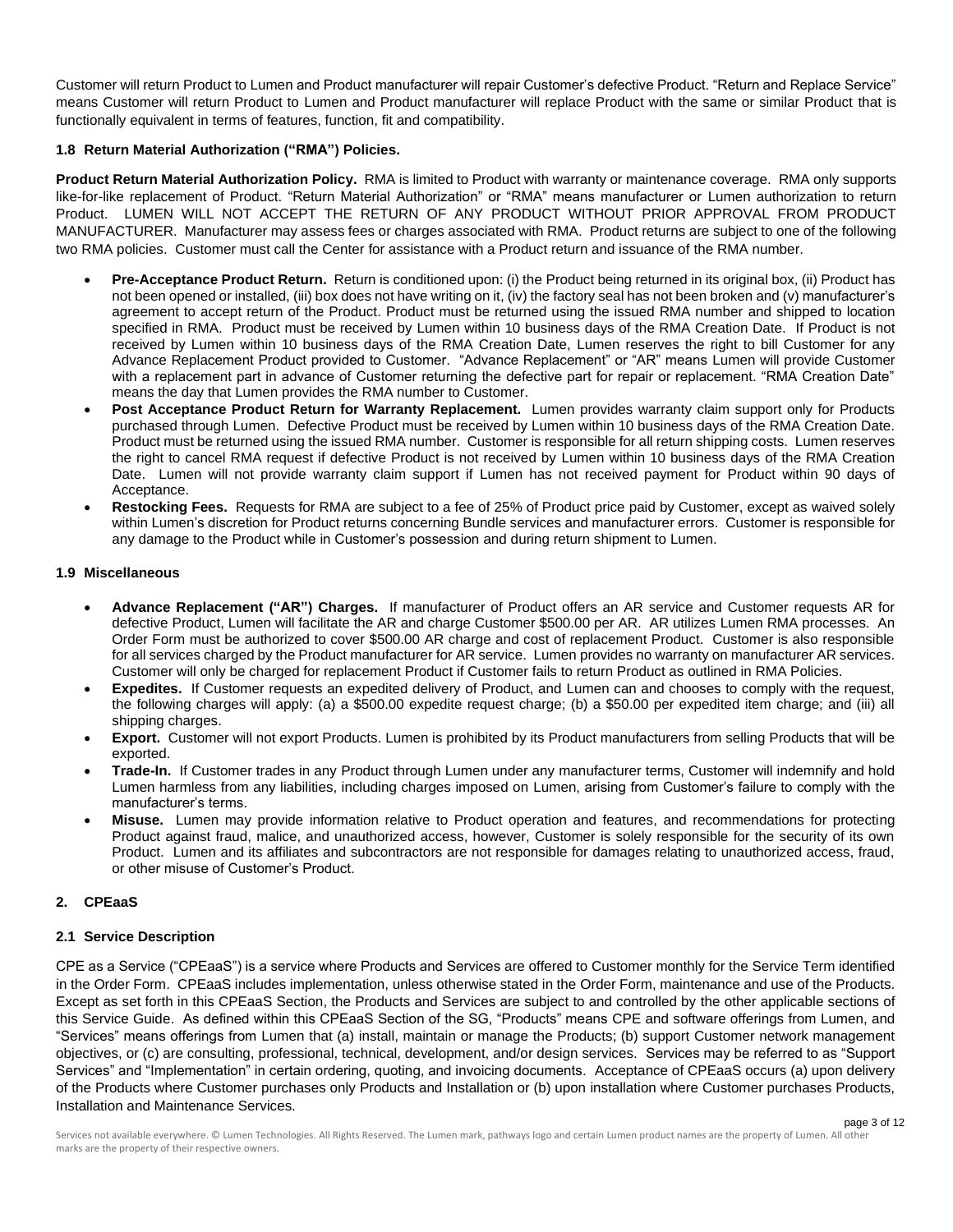Customer will return Product to Lumen and Product manufacturer will repair Customer's defective Product. "Return and Replace Service" means Customer will return Product to Lumen and Product manufacturer will replace Product with the same or similar Product that is functionally equivalent in terms of features, function, fit and compatibility.

### 1.8 Return Material Authorization ("RMA") Policies.

**Product Return Material Authorization Policy.** RMA is limited to Product with warranty or maintenance coverage. RMA only supports like-for-like replacement of Product. "Return Material Authorization" or "RMA" means manufacturer or Lumen authorization to return Product. LUMEN WILL NOT ACCEPT THE RETURN OF ANY PRODUCT WITHOUT PRIOR APPROVAL FROM PRODUCT MANUFACTURER. Manufacturer may assess fees or charges associated with RMA. Product returns are subject to one of the following two RMA policies. Customer must call the Center for assistance with a Product return and issuance of the RMA number.

- **Pre-Acceptance Product Return.** Return is conditioned upon: (i) the Product being returned in its original box, (ii) Product has not been opened or installed, (iii) box does not have writing on it, (iv) the factory seal has not been broken and (v) manufacturer's agreement to accept return of the Product. Product must be returned using the issued RMA number and shipped to location specified in RMA. Product must be received by Lumen within 10 business days of the RMA Creation Date. If Product is not received by Lumen within 10 business days of the RMA Creation Date, Lumen reserves the right to bill Customer for any Advance Replacement Product provided to Customer. "Advance Replacement" or "AR" means Lumen will provide Customer with a replacement part in advance of Customer returning the defective part for repair or replacement. "RMA Creation Date" means the day that Lumen provides the RMA number to Customer.
- **Post Acceptance Product Return for Warranty Replacement.** Lumen provides warranty claim support only for Products purchased through Lumen. Defective Product must be received by Lumen within 10 business days of the RMA Creation Date. Product must be returned using the issued RMA number. Customer is responsible for all return shipping costs. Lumen reserves the right to cancel RMA request if defective Product is not received by Lumen within 10 business days of the RMA Creation Date. Lumen will not provide warranty claim support if Lumen has not received payment for Product within 90 days of Acceptance.
- **Restocking Fees.** Requests for RMA are subject to a fee of 25% of Product price paid by Customer, except as waived solely within Lumen's discretion for Product returns concerning Bundle services and manufacturer errors. Customer is responsible for any damage to the Product while in Customer's possession and during return shipment to Lumen.

### 1.9 Miscellaneous

- **Advance Replacement ("AR") Charges.** If manufacturer of Product offers an AR service and Customer requests AR for defective Product, Lumen will facilitate the AR and charge Customer $500.00 per AR. AR utilizes Lumen RMA processes. An Order Form must be authorized to cover $500.00 AR charge and cost of replacement Product. Customer is also responsible for all services charged by the Product manufacturer for AR service. Lumen provides no warranty on manufacturer AR services. Customer will only be charged for replacement Product if Customer fails to return Product as outlined in RMA Policies.
- **Expedites.** If Customer requests an expedited delivery of Product, and Lumen can and chooses to comply with the request, the following charges will apply: (a) a $500.00 expedite request charge; (b) a $50.00 per expedited item charge; and (iii) all shipping charges.
- **Export.** Customer will not export Products. Lumen is prohibited by its Product manufacturers from selling Products that will be exported.
- **Trade-In.** If Customer trades in any Product through Lumen under any manufacturer terms, Customer will indemnify and hold Lumen harmless from any liabilities, including charges imposed on Lumen, arising from Customer's failure to comply with the manufacturer's terms.
- **Misuse.** Lumen may provide information relative to Product operation and features, and recommendations for protecting Product against fraud, malice, and unauthorized access, however, Customer is solely responsible for the security of its own Product. Lumen and its affiliates and subcontractors are not responsible for damages relating to unauthorized access, fraud, or other misuse of Customer's Product.

## 2. CPEaaS

### 2.1 Service Description

CPE as a Service ("CPEaaS") is a service where Products and Services are offered to Customer monthly for the Service Term identified in the Order Form. CPEaaS includes implementation, unless otherwise stated in the Order Form, maintenance and use of the Products. Except as set forth in this CPEaaS Section, the Products and Services are subject to and controlled by the other applicable sections of this Service Guide. As defined within this CPEaaS Section of the SG, "Products" means CPE and software offerings from Lumen, and "Services" means offerings from Lumen that (a) install, maintain or manage the Products; (b) support Customer network management objectives, or (c) are consulting, professional, technical, development, and/or design services. Services may be referred to as "Support Services" and "Implementation" in certain ordering, quoting, and invoicing documents. Acceptance of CPEaaS occurs (a) upon delivery of the Products where Customer purchases only Products and Installation or (b) upon installation where Customer purchases Products, Installation and Maintenance Services.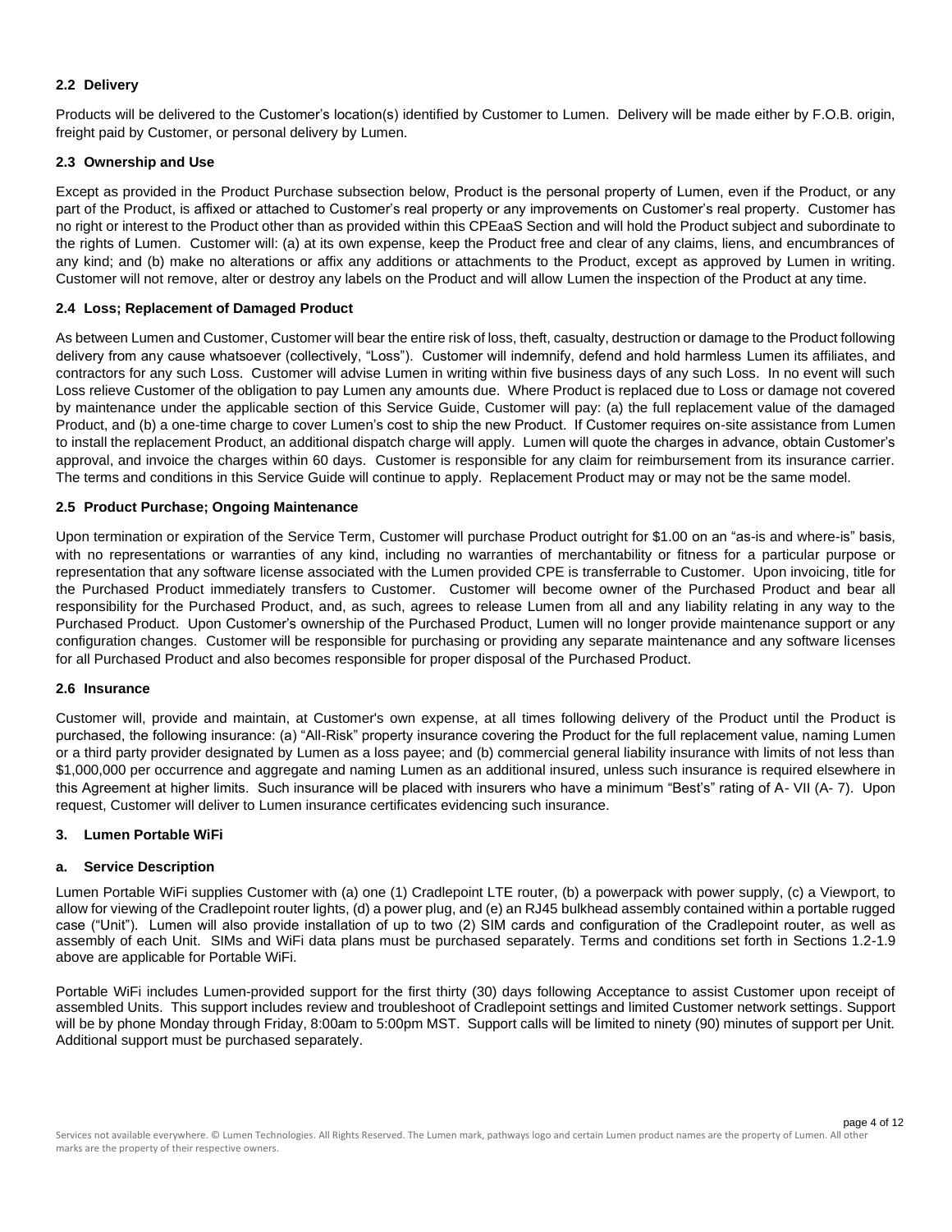### 2.2 Delivery

Products will be delivered to the Customer's location(s) identified by Customer to Lumen. Delivery will be made either by F.O.B. origin, freight paid by Customer, or personal delivery by Lumen.

### 2.3 Ownership and Use

Except as provided in the Product Purchase subsection below, Product is the personal property of Lumen, even if the Product, or any part of the Product, is affixed or attached to Customer's real property or any improvements on Customer's real property. Customer has no right or interest to the Product other than as provided within this CPEaaS Section and will hold the Product subject and subordinate to the rights of Lumen. Customer will: (a) at its own expense, keep the Product free and clear of any claims, liens, and encumbrances of any kind; and (b) make no alterations or affix any additions or attachments to the Product, except as approved by Lumen in writing. Customer will not remove, alter or destroy any labels on the Product and will allow Lumen the inspection of the Product at any time.

### 2.4 Loss; Replacement of Damaged Product

As between Lumen and Customer, Customer will bear the entire risk of loss, theft, casualty, destruction or damage to the Product following delivery from any cause whatsoever (collectively, "Loss"). Customer will indemnify, defend and hold harmless Lumen its affiliates, and contractors for any such Loss. Customer will advise Lumen in writing within five business days of any such Loss. In no event will such Loss relieve Customer of the obligation to pay Lumen any amounts due. Where Product is replaced due to Loss or damage not covered by maintenance under the applicable section of this Service Guide, Customer will pay: (a) the full replacement value of the damaged Product, and (b) a one-time charge to cover Lumen's cost to ship the new Product. If Customer requires on-site assistance from Lumen to install the replacement Product, an additional dispatch charge will apply. Lumen will quote the charges in advance, obtain Customer's approval, and invoice the charges within 60 days. Customer is responsible for any claim for reimbursement from its insurance carrier. The terms and conditions in this Service Guide will continue to apply. Replacement Product may or may not be the same model.

### 2.5 Product Purchase; Ongoing Maintenance

Upon termination or expiration of the Service Term, Customer will purchase Product outright for $1.00 on an "as-is and where-is" basis, with no representations or warranties of any kind, including no warranties of merchantability or fitness for a particular purpose or representation that any software license associated with the Lumen provided CPE is transferrable to Customer. Upon invoicing, title for the Purchased Product immediately transfers to Customer. Customer will become owner of the Purchased Product and bear all responsibility for the Purchased Product, and, as such, agrees to release Lumen from all and any liability relating in any way to the Purchased Product. Upon Customer's ownership of the Purchased Product, Lumen will no longer provide maintenance support or any configuration changes. Customer will be responsible for purchasing or providing any separate maintenance and any software licenses for all Purchased Product and also becomes responsible for proper disposal of the Purchased Product.

### 2.6 Insurance

Customer will, provide and maintain, at Customer's own expense, at all times following delivery of the Product until the Product is purchased, the following insurance: (a) "All-Risk" property insurance covering the Product for the full replacement value, naming Lumen or a third party provider designated by Lumen as a loss payee; and (b) commercial general liability insurance with limits of not less than $1,000,000 per occurrence and aggregate and naming Lumen as an additional insured, unless such insurance is required elsewhere in this Agreement at higher limits. Such insurance will be placed with insurers who have a minimum "Best's" rating of A- VII (A- 7). Upon request, Customer will deliver to Lumen insurance certificates evidencing such insurance.

## 3. Lumen Portable WiFi

### a. Service Description

Lumen Portable WiFi supplies Customer with (a) one (1) Cradlepoint LTE router, (b) a powerpack with power supply, (c) a Viewport, to allow for viewing of the Cradlepoint router lights, (d) a power plug, and (e) an RJ45 bulkhead assembly contained within a portable rugged case ("Unit"). Lumen will also provide installation of up to two (2) SIM cards and configuration of the Cradlepoint router, as well as assembly of each Unit. SIMs and WiFi data plans must be purchased separately. Terms and conditions set forth in Sections 1.2-1.9 above are applicable for Portable WiFi.

Portable WiFi includes Lumen-provided support for the first thirty (30) days following Acceptance to assist Customer upon receipt of assembled Units. This support includes review and troubleshoot of Cradlepoint settings and limited Customer network settings. Support will be by phone Monday through Friday, 8:00am to 5:00pm MST. Support calls will be limited to ninety (90) minutes of support per Unit. Additional support must be purchased separately.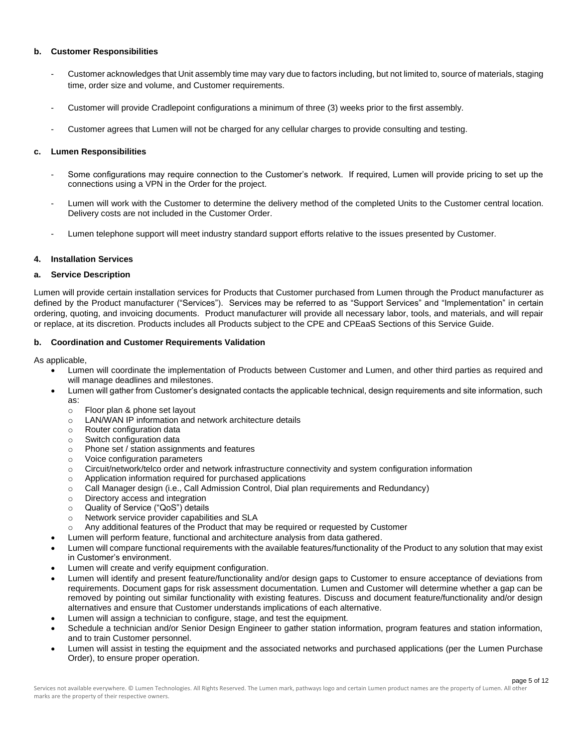### b. Customer Responsibilities

- Customer acknowledges that Unit assembly time may vary due to factors including, but not limited to, source of materials, staging time, order size and volume, and Customer requirements.
- Customer will provide Cradlepoint configurations a minimum of three (3) weeks prior to the first assembly.
- Customer agrees that Lumen will not be charged for any cellular charges to provide consulting and testing.

### c. Lumen Responsibilities

- Some configurations may require connection to the Customer's network. If required, Lumen will provide pricing to set up the connections using a VPN in the Order for the project.
- Lumen will work with the Customer to determine the delivery method of the completed Units to the Customer central location. Delivery costs are not included in the Customer Order.
- Lumen telephone support will meet industry standard support efforts relative to the issues presented by Customer.

## 4. Installation Services

### a. Service Description

Lumen will provide certain installation services for Products that Customer purchased from Lumen through the Product manufacturer as defined by the Product manufacturer ("Services"). Services may be referred to as "Support Services" and "Implementation" in certain ordering, quoting, and invoicing documents. Product manufacturer will provide all necessary labor, tools, and materials, and will repair or replace, at its discretion. Products includes all Products subject to the CPE and CPEaaS Sections of this Service Guide.

### b. Coordination and Customer Requirements Validation

As applicable,

- Lumen will coordinate the implementation of Products between Customer and Lumen, and other third parties as required and will manage deadlines and milestones.
- Lumen will gather from Customer's designated contacts the applicable technical, design requirements and site information, such as:
  - Floor plan & phone set layout
  - LAN/WAN IP information and network architecture details
  - Router configuration data
  - Switch configuration data
  - Phone set / station assignments and features
  - Voice configuration parameters
  - Circuit/network/telco order and network infrastructure connectivity and system configuration information
  - Application information required for purchased applications
  - Call Manager design (i.e., Call Admission Control, Dial plan requirements and Redundancy)
  - Directory access and integration
  - Quality of Service ("QoS") details
  - Network service provider capabilities and SLA
  - Any additional features of the Product that may be required or requested by Customer
- Lumen will perform feature, functional and architecture analysis from data gathered.
- Lumen will compare functional requirements with the available features/functionality of the Product to any solution that may exist in Customer's environment.
- Lumen will create and verify equipment configuration.
- Lumen will identify and present feature/functionality and/or design gaps to Customer to ensure acceptance of deviations from requirements. Document gaps for risk assessment documentation. Lumen and Customer will determine whether a gap can be removed by pointing out similar functionality with existing features. Discuss and document feature/functionality and/or design alternatives and ensure that Customer understands implications of each alternative.
- Lumen will assign a technician to configure, stage, and test the equipment.
- Schedule a technician and/or Senior Design Engineer to gather station information, program features and station information, and to train Customer personnel.
- Lumen will assist in testing the equipment and the associated networks and purchased applications (per the Lumen Purchase Order), to ensure proper operation.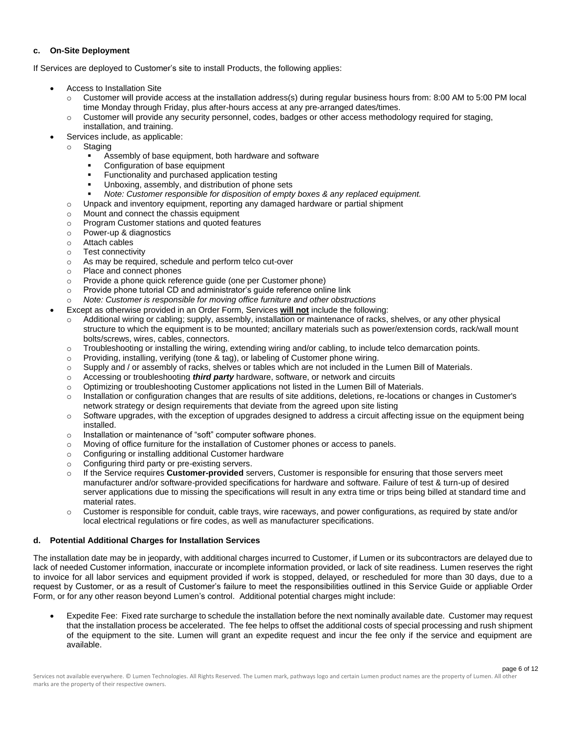### c. On-Site Deployment

If Services are deployed to Customer's site to install Products, the following applies:

- Access to Installation Site
  - Customer will provide access at the installation address(s) during regular business hours from: 8:00 AM to 5:00 PM local time Monday through Friday, plus after-hours access at any pre-arranged dates/times.
  - Customer will provide any security personnel, codes, badges or other access methodology required for staging, installation, and training.
- Services include, as applicable:
  - Staging
    - Assembly of base equipment, both hardware and software
    - Configuration of base equipment
    - Functionality and purchased application testing
    - Unboxing, assembly, and distribution of phone sets
    - *Note: Customer responsible for disposition of empty boxes & any replaced equipment.*
  - Unpack and inventory equipment, reporting any damaged hardware or partial shipment
  - Mount and connect the chassis equipment
  - Program Customer stations and quoted features
  - Power-up & diagnostics
  - Attach cables
  - Test connectivity
  - As may be required, schedule and perform telco cut-over
  - Place and connect phones
  - Provide a phone quick reference guide (one per Customer phone)
  - Provide phone tutorial CD and administrator's guide reference online link
  - *Note: Customer is responsible for moving office furniture and other obstructions*
- Except as otherwise provided in an Order Form, Services **will not** include the following:
  - Additional wiring or cabling; supply, assembly, installation or maintenance of racks, shelves, or any other physical structure to which the equipment is to be mounted; ancillary materials such as power/extension cords, rack/wall mount bolts/screws, wires, cables, connectors.
  - Troubleshooting or installing the wiring, extending wiring and/or cabling, to include telco demarcation points.
  - Providing, installing, verifying (tone & tag), or labeling of Customer phone wiring.
  - Supply and / or assembly of racks, shelves or tables which are not included in the Lumen Bill of Materials.
  - Accessing or troubleshooting ***third party*** hardware, software, or network and circuits
  - Optimizing or troubleshooting Customer applications not listed in the Lumen Bill of Materials.
  - Installation or configuration changes that are results of site additions, deletions, re-locations or changes in Customer's network strategy or design requirements that deviate from the agreed upon site listing
  - Software upgrades, with the exception of upgrades designed to address a circuit affecting issue on the equipment being installed.
  - Installation or maintenance of "soft" computer software phones.
  - Moving of office furniture for the installation of Customer phones or access to panels.
  - Configuring or installing additional Customer hardware
  - Configuring third party or pre-existing servers.
  - If the Service requires **Customer-provided** servers, Customer is responsible for ensuring that those servers meet manufacturer and/or software-provided specifications for hardware and software. Failure of test & turn-up of desired server applications due to missing the specifications will result in any extra time or trips being billed at standard time and material rates.
  - Customer is responsible for conduit, cable trays, wire raceways, and power configurations, as required by state and/or local electrical regulations or fire codes, as well as manufacturer specifications.

### d. Potential Additional Charges for Installation Services

The installation date may be in jeopardy, with additional charges incurred to Customer, if Lumen or its subcontractors are delayed due to lack of needed Customer information, inaccurate or incomplete information provided, or lack of site readiness. Lumen reserves the right to invoice for all labor services and equipment provided if work is stopped, delayed, or rescheduled for more than 30 days, due to a request by Customer, or as a result of Customer's failure to meet the responsibilities outlined in this Service Guide or appliable Order Form, or for any other reason beyond Lumen's control. Additional potential charges might include:

- Expedite Fee: Fixed rate surcharge to schedule the installation before the next nominally available date. Customer may request that the installation process be accelerated. The fee helps to offset the additional costs of special processing and rush shipment of the equipment to the site. Lumen will grant an expedite request and incur the fee only if the service and equipment are available.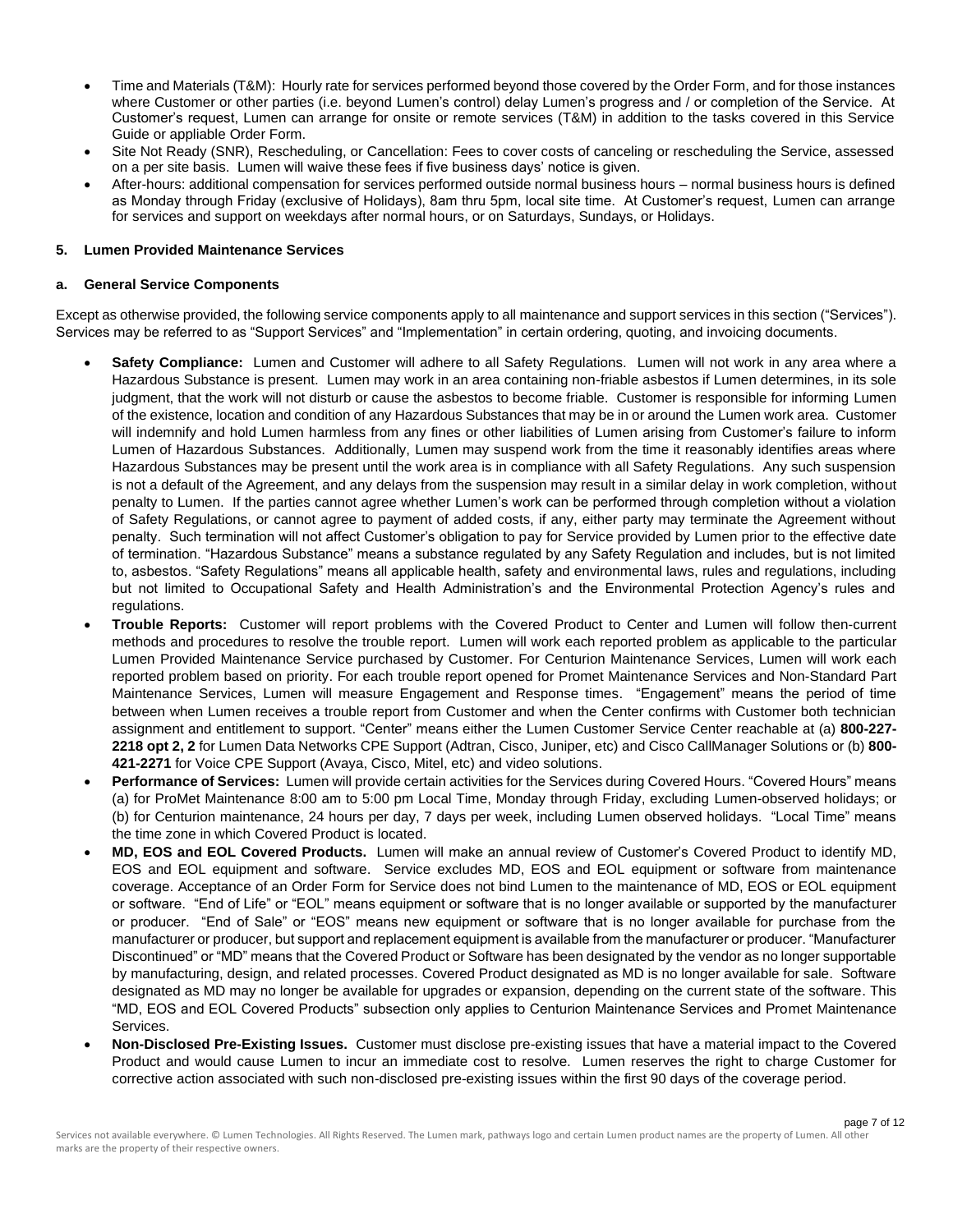- Time and Materials (T&M): Hourly rate for services performed beyond those covered by the Order Form, and for those instances where Customer or other parties (i.e. beyond Lumen's control) delay Lumen's progress and / or completion of the Service. At Customer's request, Lumen can arrange for onsite or remote services (T&M) in addition to the tasks covered in this Service Guide or appliable Order Form.
- Site Not Ready (SNR), Rescheduling, or Cancellation: Fees to cover costs of canceling or rescheduling the Service, assessed on a per site basis. Lumen will waive these fees if five business days' notice is given.
- After-hours: additional compensation for services performed outside normal business hours – normal business hours is defined as Monday through Friday (exclusive of Holidays), 8am thru 5pm, local site time. At Customer's request, Lumen can arrange for services and support on weekdays after normal hours, or on Saturdays, Sundays, or Holidays.

### 5. Lumen Provided Maintenance Services

#### a. General Service Components

Except as otherwise provided, the following service components apply to all maintenance and support services in this section ("Services"). Services may be referred to as "Support Services" and "Implementation" in certain ordering, quoting, and invoicing documents.

- **Safety Compliance:** Lumen and Customer will adhere to all Safety Regulations. Lumen will not work in any area where a Hazardous Substance is present. Lumen may work in an area containing non-friable asbestos if Lumen determines, in its sole judgment, that the work will not disturb or cause the asbestos to become friable. Customer is responsible for informing Lumen of the existence, location and condition of any Hazardous Substances that may be in or around the Lumen work area. Customer will indemnify and hold Lumen harmless from any fines or other liabilities of Lumen arising from Customer's failure to inform Lumen of Hazardous Substances. Additionally, Lumen may suspend work from the time it reasonably identifies areas where Hazardous Substances may be present until the work area is in compliance with all Safety Regulations. Any such suspension is not a default of the Agreement, and any delays from the suspension may result in a similar delay in work completion, without penalty to Lumen. If the parties cannot agree whether Lumen's work can be performed through completion without a violation of Safety Regulations, or cannot agree to payment of added costs, if any, either party may terminate the Agreement without penalty. Such termination will not affect Customer's obligation to pay for Service provided by Lumen prior to the effective date of termination. "Hazardous Substance" means a substance regulated by any Safety Regulation and includes, but is not limited to, asbestos. "Safety Regulations" means all applicable health, safety and environmental laws, rules and regulations, including but not limited to Occupational Safety and Health Administration's and the Environmental Protection Agency's rules and regulations.
- **Trouble Reports:** Customer will report problems with the Covered Product to Center and Lumen will follow then-current methods and procedures to resolve the trouble report. Lumen will work each reported problem as applicable to the particular Lumen Provided Maintenance Service purchased by Customer. For Centurion Maintenance Services, Lumen will work each reported problem based on priority. For each trouble report opened for Promet Maintenance Services and Non-Standard Part Maintenance Services, Lumen will measure Engagement and Response times. "Engagement" means the period of time between when Lumen receives a trouble report from Customer and when the Center confirms with Customer both technician assignment and entitlement to support. "Center" means either the Lumen Customer Service Center reachable at (a) **800-227-2218 opt 2, 2** for Lumen Data Networks CPE Support (Adtran, Cisco, Juniper, etc) and Cisco CallManager Solutions or (b) **800-421-2271** for Voice CPE Support (Avaya, Cisco, Mitel, etc) and video solutions.
- **Performance of Services:** Lumen will provide certain activities for the Services during Covered Hours. "Covered Hours" means (a) for ProMet Maintenance 8:00 am to 5:00 pm Local Time, Monday through Friday, excluding Lumen-observed holidays; or (b) for Centurion maintenance, 24 hours per day, 7 days per week, including Lumen observed holidays. "Local Time" means the time zone in which Covered Product is located.
- **MD, EOS and EOL Covered Products.** Lumen will make an annual review of Customer's Covered Product to identify MD, EOS and EOL equipment and software. Service excludes MD, EOS and EOL equipment or software from maintenance coverage. Acceptance of an Order Form for Service does not bind Lumen to the maintenance of MD, EOS or EOL equipment or software. "End of Life" or "EOL" means equipment or software that is no longer available or supported by the manufacturer or producer. "End of Sale" or "EOS" means new equipment or software that is no longer available for purchase from the manufacturer or producer, but support and replacement equipment is available from the manufacturer or producer. "Manufacturer Discontinued" or "MD" means that the Covered Product or Software has been designated by the vendor as no longer supportable by manufacturing, design, and related processes. Covered Product designated as MD is no longer available for sale. Software designated as MD may no longer be available for upgrades or expansion, depending on the current state of the software. This "MD, EOS and EOL Covered Products" subsection only applies to Centurion Maintenance Services and Promet Maintenance Services.
- **Non-Disclosed Pre-Existing Issues.** Customer must disclose pre-existing issues that have a material impact to the Covered Product and would cause Lumen to incur an immediate cost to resolve. Lumen reserves the right to charge Customer for corrective action associated with such non-disclosed pre-existing issues within the first 90 days of the coverage period.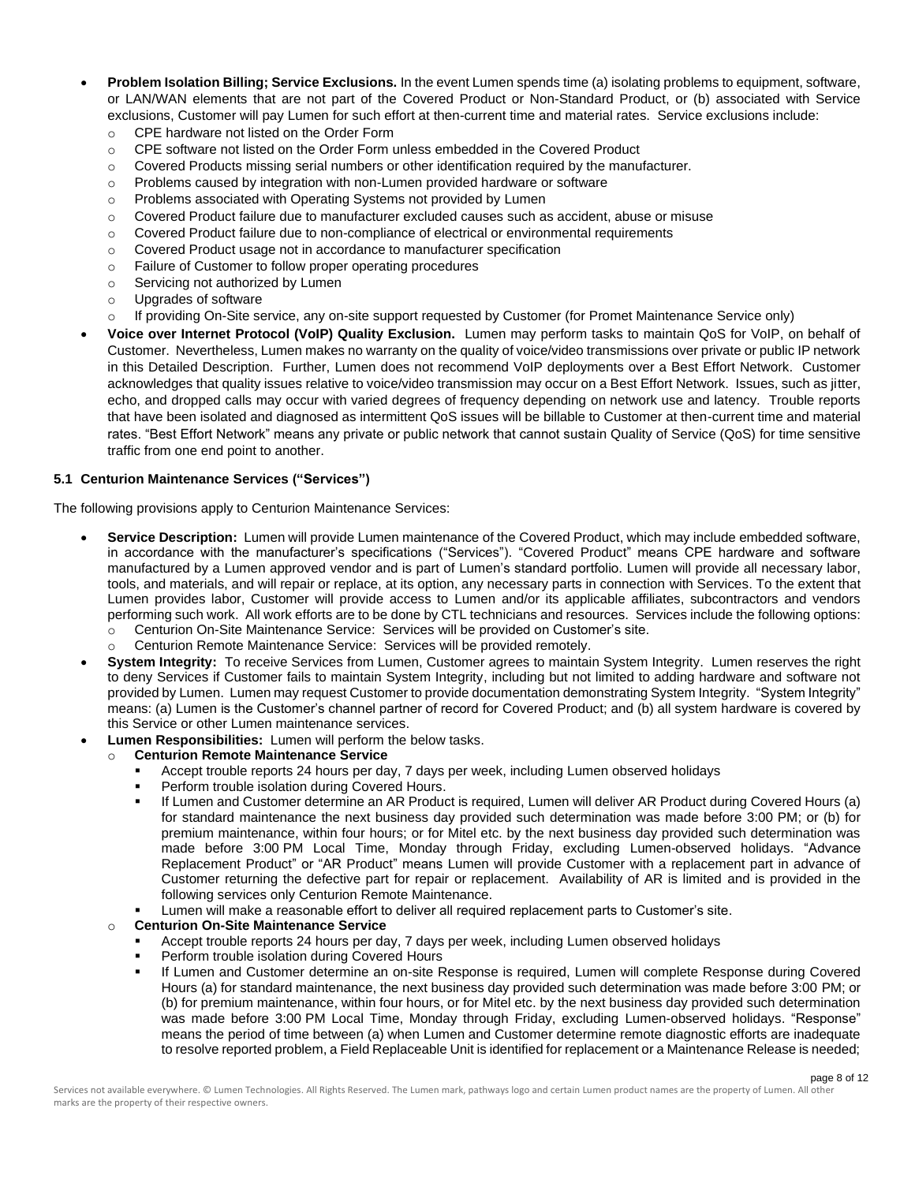- **Problem Isolation Billing; Service Exclusions.** In the event Lumen spends time (a) isolating problems to equipment, software, or LAN/WAN elements that are not part of the Covered Product or Non-Standard Product, or (b) associated with Service exclusions, Customer will pay Lumen for such effort at then-current time and material rates. Service exclusions include:
  - CPE hardware not listed on the Order Form
  - CPE software not listed on the Order Form unless embedded in the Covered Product
  - Covered Products missing serial numbers or other identification required by the manufacturer.
  - Problems caused by integration with non-Lumen provided hardware or software
  - Problems associated with Operating Systems not provided by Lumen
  - Covered Product failure due to manufacturer excluded causes such as accident, abuse or misuse
  - Covered Product failure due to non-compliance of electrical or environmental requirements
  - Covered Product usage not in accordance to manufacturer specification
  - Failure of Customer to follow proper operating procedures
  - Servicing not authorized by Lumen
  - Upgrades of software
  - If providing On-Site service, any on-site support requested by Customer (for Promet Maintenance Service only)
- **Voice over Internet Protocol (VoIP) Quality Exclusion.** Lumen may perform tasks to maintain QoS for VoIP, on behalf of Customer. Nevertheless, Lumen makes no warranty on the quality of voice/video transmissions over private or public IP network in this Detailed Description. Further, Lumen does not recommend VoIP deployments over a Best Effort Network. Customer acknowledges that quality issues relative to voice/video transmission may occur on a Best Effort Network. Issues, such as jitter, echo, and dropped calls may occur with varied degrees of frequency depending on network use and latency. Trouble reports that have been isolated and diagnosed as intermittent QoS issues will be billable to Customer at then-current time and material rates. "Best Effort Network" means any private or public network that cannot sustain Quality of Service (QoS) for time sensitive traffic from one end point to another.

### 5.1 Centurion Maintenance Services ("Services")

The following provisions apply to Centurion Maintenance Services:

- **Service Description:** Lumen will provide Lumen maintenance of the Covered Product, which may include embedded software, in accordance with the manufacturer's specifications ("Services"). "Covered Product" means CPE hardware and software manufactured by a Lumen approved vendor and is part of Lumen's standard portfolio. Lumen will provide all necessary labor, tools, and materials, and will repair or replace, at its option, any necessary parts in connection with Services. To the extent that Lumen provides labor, Customer will provide access to Lumen and/or its applicable affiliates, subcontractors and vendors performing such work. All work efforts are to be done by CTL technicians and resources. Services include the following options:
  - Centurion On-Site Maintenance Service: Services will be provided on Customer's site.
  - Centurion Remote Maintenance Service: Services will be provided remotely.
- **System Integrity:** To receive Services from Lumen, Customer agrees to maintain System Integrity. Lumen reserves the right to deny Services if Customer fails to maintain System Integrity, including but not limited to adding hardware and software not provided by Lumen. Lumen may request Customer to provide documentation demonstrating System Integrity. "System Integrity" means: (a) Lumen is the Customer's channel partner of record for Covered Product; and (b) all system hardware is covered by this Service or other Lumen maintenance services.
- **Lumen Responsibilities:** Lumen will perform the below tasks.
  - **Centurion Remote Maintenance Service**
    - Accept trouble reports 24 hours per day, 7 days per week, including Lumen observed holidays
    - Perform trouble isolation during Covered Hours.
    - If Lumen and Customer determine an AR Product is required, Lumen will deliver AR Product during Covered Hours (a) for standard maintenance the next business day provided such determination was made before 3:00 PM; or (b) for premium maintenance, within four hours; or for Mitel etc. by the next business day provided such determination was made before 3:00 PM Local Time, Monday through Friday, excluding Lumen-observed holidays. "Advance Replacement Product" or "AR Product" means Lumen will provide Customer with a replacement part in advance of Customer returning the defective part for repair or replacement. Availability of AR is limited and is provided in the following services only Centurion Remote Maintenance.
    - Lumen will make a reasonable effort to deliver all required replacement parts to Customer's site.
  - **Centurion On-Site Maintenance Service**
    - Accept trouble reports 24 hours per day, 7 days per week, including Lumen observed holidays
    - Perform trouble isolation during Covered Hours
    - If Lumen and Customer determine an on-site Response is required, Lumen will complete Response during Covered Hours (a) for standard maintenance, the next business day provided such determination was made before 3:00 PM; or (b) for premium maintenance, within four hours, or for Mitel etc. by the next business day provided such determination was made before 3:00 PM Local Time, Monday through Friday, excluding Lumen-observed holidays. "Response" means the period of time between (a) when Lumen and Customer determine remote diagnostic efforts are inadequate to resolve reported problem, a Field Replaceable Unit is identified for replacement or a Maintenance Release is needed;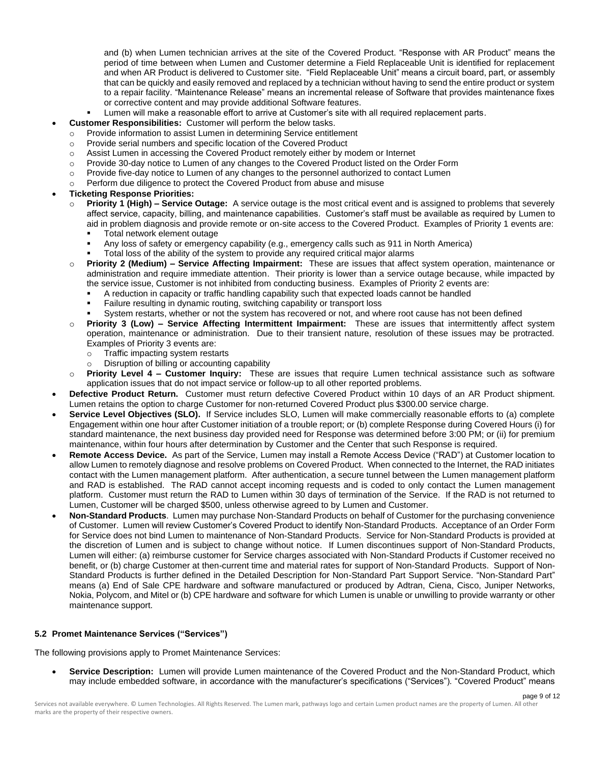and (b) when Lumen technician arrives at the site of the Covered Product. "Response with AR Product" means the period of time between when Lumen and Customer determine a Field Replaceable Unit is identified for replacement and when AR Product is delivered to Customer site. "Field Replaceable Unit" means a circuit board, part, or assembly that can be quickly and easily removed and replaced by a technician without having to send the entire product or system to a repair facility. "Maintenance Release" means an incremental release of Software that provides maintenance fixes or corrective content and may provide additional Software features.

- Lumen will make a reasonable effort to arrive at Customer's site with all required replacement parts.

- **Customer Responsibilities:** Customer will perform the below tasks.
  - Provide information to assist Lumen in determining Service entitlement
  - Provide serial numbers and specific location of the Covered Product
  - Assist Lumen in accessing the Covered Product remotely either by modem or Internet
  - Provide 30-day notice to Lumen of any changes to the Covered Product listed on the Order Form
  - Provide five-day notice to Lumen of any changes to the personnel authorized to contact Lumen
  - Perform due diligence to protect the Covered Product from abuse and misuse
- **Ticketing Response Priorities:**
  - **Priority 1 (High) – Service Outage:** A service outage is the most critical event and is assigned to problems that severely affect service, capacity, billing, and maintenance capabilities. Customer's staff must be available as required by Lumen to aid in problem diagnosis and provide remote or on-site access to the Covered Product. Examples of Priority 1 events are:
    - Total network element outage
    - Any loss of safety or emergency capability (e.g., emergency calls such as 911 in North America)
    - Total loss of the ability of the system to provide any required critical major alarms
  - **Priority 2 (Medium) – Service Affecting Impairment:** These are issues that affect system operation, maintenance or administration and require immediate attention. Their priority is lower than a service outage because, while impacted by the service issue, Customer is not inhibited from conducting business. Examples of Priority 2 events are:
    - A reduction in capacity or traffic handling capability such that expected loads cannot be handled
    - Failure resulting in dynamic routing, switching capability or transport loss
    - System restarts, whether or not the system has recovered or not, and where root cause has not been defined
  - **Priority 3 (Low) – Service Affecting Intermittent Impairment:** These are issues that intermittently affect system operation, maintenance or administration. Due to their transient nature, resolution of these issues may be protracted. Examples of Priority 3 events are:
    - Traffic impacting system restarts
    - Disruption of billing or accounting capability
  - **Priority Level 4 – Customer Inquiry:** These are issues that require Lumen technical assistance such as software application issues that do not impact service or follow-up to all other reported problems.
- **Defective Product Return.** Customer must return defective Covered Product within 10 days of an AR Product shipment. Lumen retains the option to charge Customer for non-returned Covered Product plus $300.00 service charge.
- **Service Level Objectives (SLO).** If Service includes SLO, Lumen will make commercially reasonable efforts to (a) complete Engagement within one hour after Customer initiation of a trouble report; or (b) complete Response during Covered Hours (i) for standard maintenance, the next business day provided need for Response was determined before 3:00 PM; or (ii) for premium maintenance, within four hours after determination by Customer and the Center that such Response is required.
- **Remote Access Device.** As part of the Service, Lumen may install a Remote Access Device ("RAD") at Customer location to allow Lumen to remotely diagnose and resolve problems on Covered Product. When connected to the Internet, the RAD initiates contact with the Lumen management platform. After authentication, a secure tunnel between the Lumen management platform and RAD is established. The RAD cannot accept incoming requests and is coded to only contact the Lumen management platform. Customer must return the RAD to Lumen within 30 days of termination of the Service. If the RAD is not returned to Lumen, Customer will be charged $500, unless otherwise agreed to by Lumen and Customer.
- **Non-Standard Products**. Lumen may purchase Non-Standard Products on behalf of Customer for the purchasing convenience of Customer. Lumen will review Customer's Covered Product to identify Non-Standard Products. Acceptance of an Order Form for Service does not bind Lumen to maintenance of Non-Standard Products. Service for Non-Standard Products is provided at the discretion of Lumen and is subject to change without notice. If Lumen discontinues support of Non-Standard Products, Lumen will either: (a) reimburse customer for Service charges associated with Non-Standard Products if Customer received no benefit, or (b) charge Customer at then-current time and material rates for support of Non-Standard Products. Support of Non-Standard Products is further defined in the Detailed Description for Non-Standard Part Support Service. "Non-Standard Part" means (a) End of Sale CPE hardware and software manufactured or produced by Adtran, Ciena, Cisco, Juniper Networks, Nokia, Polycom, and Mitel or (b) CPE hardware and software for which Lumen is unable or unwilling to provide warranty or other maintenance support.

### 5.2 Promet Maintenance Services ("Services")

The following provisions apply to Promet Maintenance Services:

- **Service Description:** Lumen will provide Lumen maintenance of the Covered Product and the Non-Standard Product, which may include embedded software, in accordance with the manufacturer's specifications ("Services"). "Covered Product" means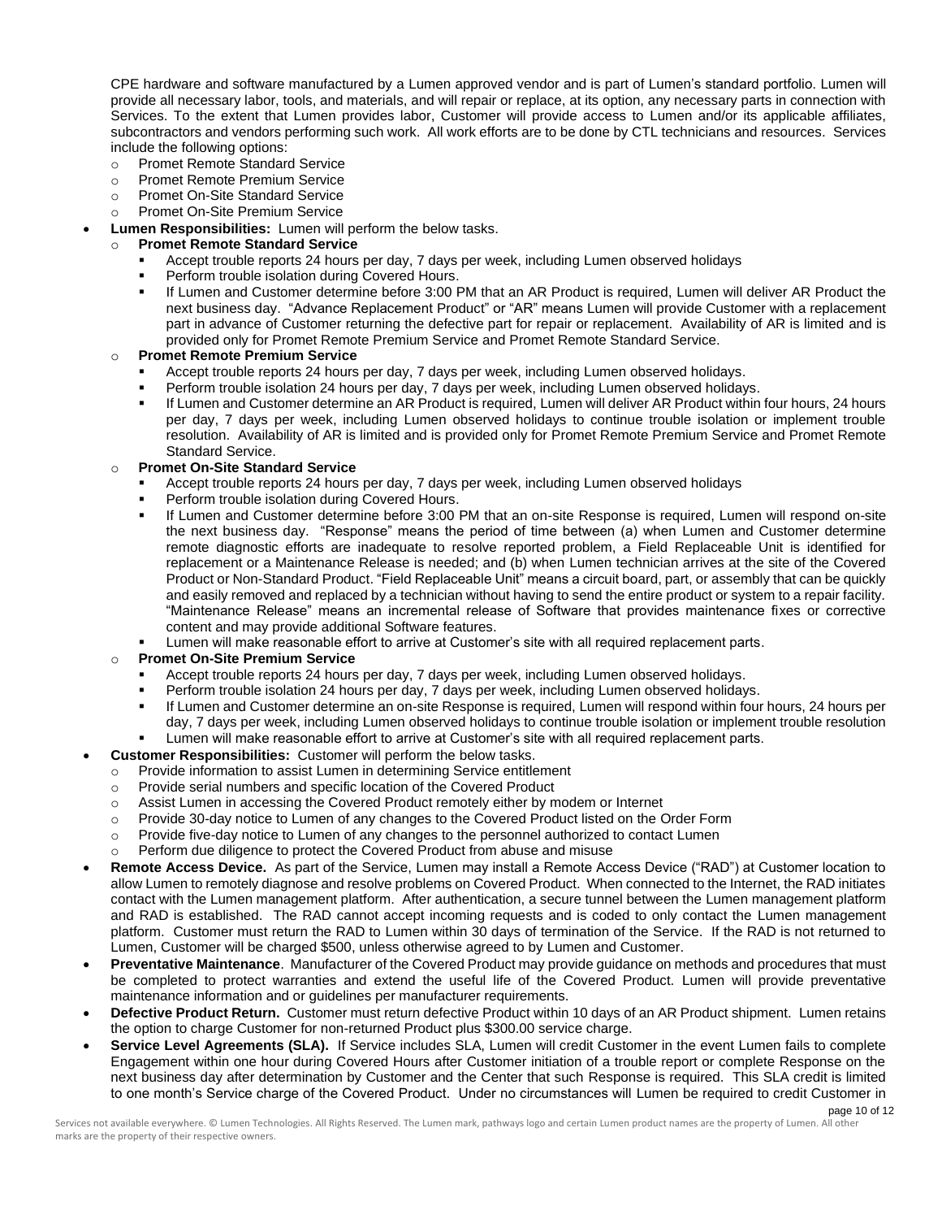CPE hardware and software manufactured by a Lumen approved vendor and is part of Lumen's standard portfolio. Lumen will provide all necessary labor, tools, and materials, and will repair or replace, at its option, any necessary parts in connection with Services. To the extent that Lumen provides labor, Customer will provide access to Lumen and/or its applicable affiliates, subcontractors and vendors performing such work. All work efforts are to be done by CTL technicians and resources. Services include the following options:

- Promet Remote Standard Service
- Promet Remote Premium Service
- Promet On-Site Standard Service
- Promet On-Site Premium Service

- **Lumen Responsibilities:** Lumen will perform the below tasks.
  - **Promet Remote Standard Service**
    - Accept trouble reports 24 hours per day, 7 days per week, including Lumen observed holidays
    - Perform trouble isolation during Covered Hours.
    - If Lumen and Customer determine before 3:00 PM that an AR Product is required, Lumen will deliver AR Product the next business day. "Advance Replacement Product" or "AR" means Lumen will provide Customer with a replacement part in advance of Customer returning the defective part for repair or replacement. Availability of AR is limited and is provided only for Promet Remote Premium Service and Promet Remote Standard Service.
  - **Promet Remote Premium Service**
    - Accept trouble reports 24 hours per day, 7 days per week, including Lumen observed holidays.
    - Perform trouble isolation 24 hours per day, 7 days per week, including Lumen observed holidays.
    - If Lumen and Customer determine an AR Product is required, Lumen will deliver AR Product within four hours, 24 hours per day, 7 days per week, including Lumen observed holidays to continue trouble isolation or implement trouble resolution. Availability of AR is limited and is provided only for Promet Remote Premium Service and Promet Remote Standard Service.
  - **Promet On-Site Standard Service**
    - Accept trouble reports 24 hours per day, 7 days per week, including Lumen observed holidays
    - Perform trouble isolation during Covered Hours.
    - If Lumen and Customer determine before 3:00 PM that an on-site Response is required, Lumen will respond on-site the next business day. "Response" means the period of time between (a) when Lumen and Customer determine remote diagnostic efforts are inadequate to resolve reported problem, a Field Replaceable Unit is identified for replacement or a Maintenance Release is needed; and (b) when Lumen technician arrives at the site of the Covered Product or Non-Standard Product. "Field Replaceable Unit" means a circuit board, part, or assembly that can be quickly and easily removed and replaced by a technician without having to send the entire product or system to a repair facility. "Maintenance Release" means an incremental release of Software that provides maintenance fixes or corrective content and may provide additional Software features.
    - Lumen will make reasonable effort to arrive at Customer's site with all required replacement parts.
  - **Promet On-Site Premium Service**
    - Accept trouble reports 24 hours per day, 7 days per week, including Lumen observed holidays.
    - Perform trouble isolation 24 hours per day, 7 days per week, including Lumen observed holidays.
    - If Lumen and Customer determine an on-site Response is required, Lumen will respond within four hours, 24 hours per day, 7 days per week, including Lumen observed holidays to continue trouble isolation or implement trouble resolution
    - Lumen will make reasonable effort to arrive at Customer's site with all required replacement parts.
- **Customer Responsibilities:** Customer will perform the below tasks.
  - Provide information to assist Lumen in determining Service entitlement
  - Provide serial numbers and specific location of the Covered Product
  - Assist Lumen in accessing the Covered Product remotely either by modem or Internet
  - Provide 30-day notice to Lumen of any changes to the Covered Product listed on the Order Form
  - Provide five-day notice to Lumen of any changes to the personnel authorized to contact Lumen
  - Perform due diligence to protect the Covered Product from abuse and misuse
- **Remote Access Device.** As part of the Service, Lumen may install a Remote Access Device ("RAD") at Customer location to allow Lumen to remotely diagnose and resolve problems on Covered Product. When connected to the Internet, the RAD initiates contact with the Lumen management platform. After authentication, a secure tunnel between the Lumen management platform and RAD is established. The RAD cannot accept incoming requests and is coded to only contact the Lumen management platform. Customer must return the RAD to Lumen within 30 days of termination of the Service. If the RAD is not returned to Lumen, Customer will be charged $500, unless otherwise agreed to by Lumen and Customer.
- **Preventative Maintenance**. Manufacturer of the Covered Product may provide guidance on methods and procedures that must be completed to protect warranties and extend the useful life of the Covered Product. Lumen will provide preventative maintenance information and or guidelines per manufacturer requirements.
- **Defective Product Return.** Customer must return defective Product within 10 days of an AR Product shipment. Lumen retains the option to charge Customer for non-returned Product plus $300.00 service charge.
- **Service Level Agreements (SLA).** If Service includes SLA, Lumen will credit Customer in the event Lumen fails to complete Engagement within one hour during Covered Hours after Customer initiation of a trouble report or complete Response on the next business day after determination by Customer and the Center that such Response is required. This SLA credit is limited to one month's Service charge of the Covered Product. Under no circumstances will Lumen be required to credit Customer in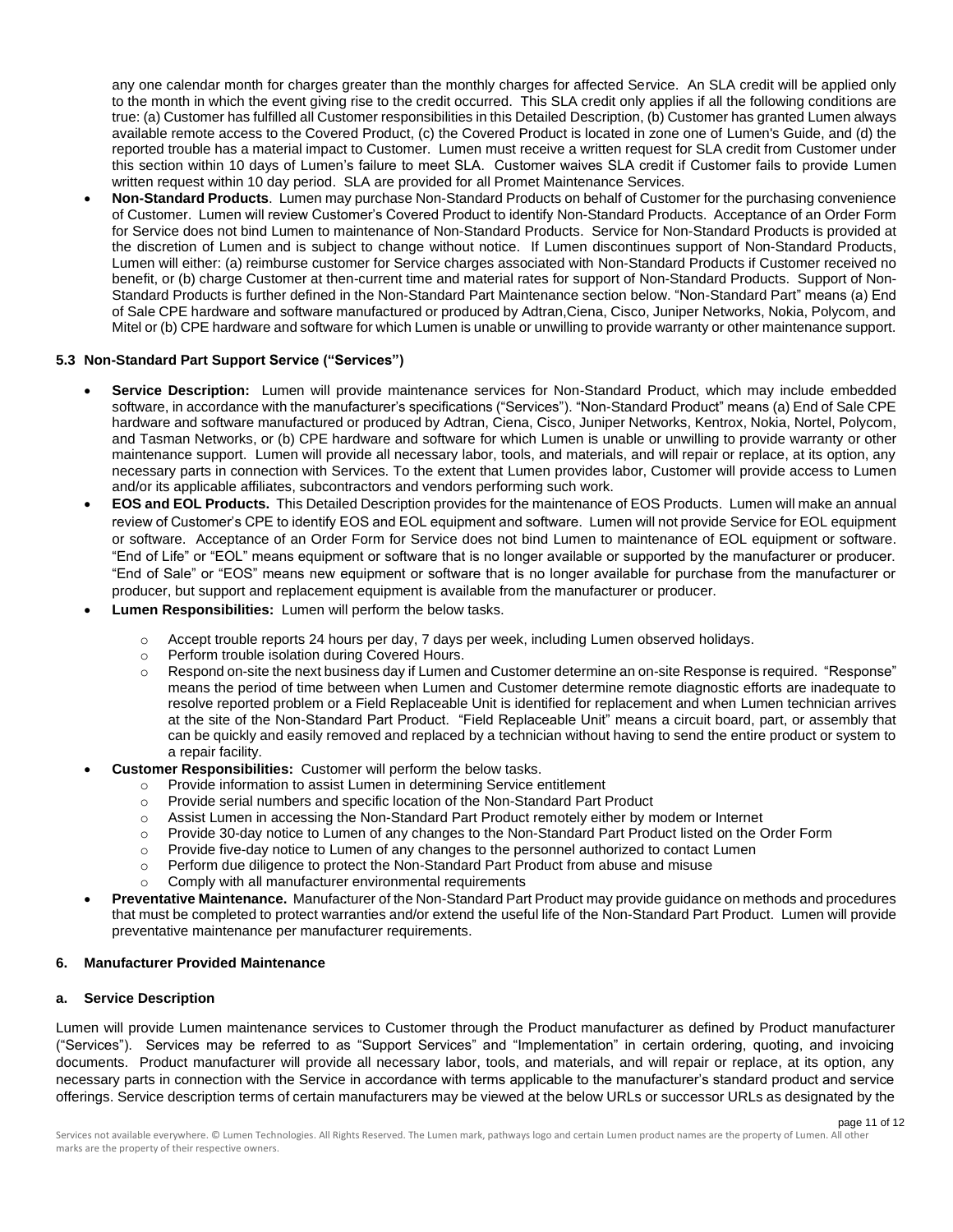any one calendar month for charges greater than the monthly charges for affected Service. An SLA credit will be applied only to the month in which the event giving rise to the credit occurred. This SLA credit only applies if all the following conditions are true: (a) Customer has fulfilled all Customer responsibilities in this Detailed Description, (b) Customer has granted Lumen always available remote access to the Covered Product, (c) the Covered Product is located in zone one of Lumen's Guide, and (d) the reported trouble has a material impact to Customer. Lumen must receive a written request for SLA credit from Customer under this section within 10 days of Lumen's failure to meet SLA. Customer waives SLA credit if Customer fails to provide Lumen written request within 10 day period. SLA are provided for all Promet Maintenance Services.

- **Non-Standard Products**. Lumen may purchase Non-Standard Products on behalf of Customer for the purchasing convenience of Customer. Lumen will review Customer's Covered Product to identify Non-Standard Products. Acceptance of an Order Form for Service does not bind Lumen to maintenance of Non-Standard Products. Service for Non-Standard Products is provided at the discretion of Lumen and is subject to change without notice. If Lumen discontinues support of Non-Standard Products, Lumen will either: (a) reimburse customer for Service charges associated with Non-Standard Products if Customer received no benefit, or (b) charge Customer at then-current time and material rates for support of Non-Standard Products. Support of Non-Standard Products is further defined in the Non-Standard Part Maintenance section below. "Non-Standard Part" means (a) End of Sale CPE hardware and software manufactured or produced by Adtran,Ciena, Cisco, Juniper Networks, Nokia, Polycom, and Mitel or (b) CPE hardware and software for which Lumen is unable or unwilling to provide warranty or other maintenance support.

### 5.3 Non-Standard Part Support Service ("Services")

- **Service Description:** Lumen will provide maintenance services for Non-Standard Product, which may include embedded software, in accordance with the manufacturer's specifications ("Services"). "Non-Standard Product" means (a) End of Sale CPE hardware and software manufactured or produced by Adtran, Ciena, Cisco, Juniper Networks, Kentrox, Nokia, Nortel, Polycom, and Tasman Networks, or (b) CPE hardware and software for which Lumen is unable or unwilling to provide warranty or other maintenance support. Lumen will provide all necessary labor, tools, and materials, and will repair or replace, at its option, any necessary parts in connection with Services. To the extent that Lumen provides labor, Customer will provide access to Lumen and/or its applicable affiliates, subcontractors and vendors performing such work.
- **EOS and EOL Products.** This Detailed Description provides for the maintenance of EOS Products. Lumen will make an annual review of Customer's CPE to identify EOS and EOL equipment and software. Lumen will not provide Service for EOL equipment or software. Acceptance of an Order Form for Service does not bind Lumen to maintenance of EOL equipment or software. "End of Life" or "EOL" means equipment or software that is no longer available or supported by the manufacturer or producer. "End of Sale" or "EOS" means new equipment or software that is no longer available for purchase from the manufacturer or producer, but support and replacement equipment is available from the manufacturer or producer.
- **Lumen Responsibilities:** Lumen will perform the below tasks.
  - Accept trouble reports 24 hours per day, 7 days per week, including Lumen observed holidays.
  - Perform trouble isolation during Covered Hours.
  - Respond on-site the next business day if Lumen and Customer determine an on-site Response is required. "Response" means the period of time between when Lumen and Customer determine remote diagnostic efforts are inadequate to resolve reported problem or a Field Replaceable Unit is identified for replacement and when Lumen technician arrives at the site of the Non-Standard Part Product. "Field Replaceable Unit" means a circuit board, part, or assembly that can be quickly and easily removed and replaced by a technician without having to send the entire product or system to a repair facility.
- **Customer Responsibilities:** Customer will perform the below tasks.
  - Provide information to assist Lumen in determining Service entitlement
  - Provide serial numbers and specific location of the Non-Standard Part Product
  - Assist Lumen in accessing the Non-Standard Part Product remotely either by modem or Internet
  - Provide 30-day notice to Lumen of any changes to the Non-Standard Part Product listed on the Order Form
  - Provide five-day notice to Lumen of any changes to the personnel authorized to contact Lumen
  - Perform due diligence to protect the Non-Standard Part Product from abuse and misuse
  - Comply with all manufacturer environmental requirements
- **Preventative Maintenance.** Manufacturer of the Non-Standard Part Product may provide guidance on methods and procedures that must be completed to protect warranties and/or extend the useful life of the Non-Standard Part Product. Lumen will provide preventative maintenance per manufacturer requirements.

## 6. Manufacturer Provided Maintenance

### a. Service Description

Lumen will provide Lumen maintenance services to Customer through the Product manufacturer as defined by Product manufacturer ("Services"). Services may be referred to as "Support Services" and "Implementation" in certain ordering, quoting, and invoicing documents. Product manufacturer will provide all necessary labor, tools, and materials, and will repair or replace, at its option, any necessary parts in connection with the Service in accordance with terms applicable to the manufacturer's standard product and service offerings. Service description terms of certain manufacturers may be viewed at the below URLs or successor URLs as designated by the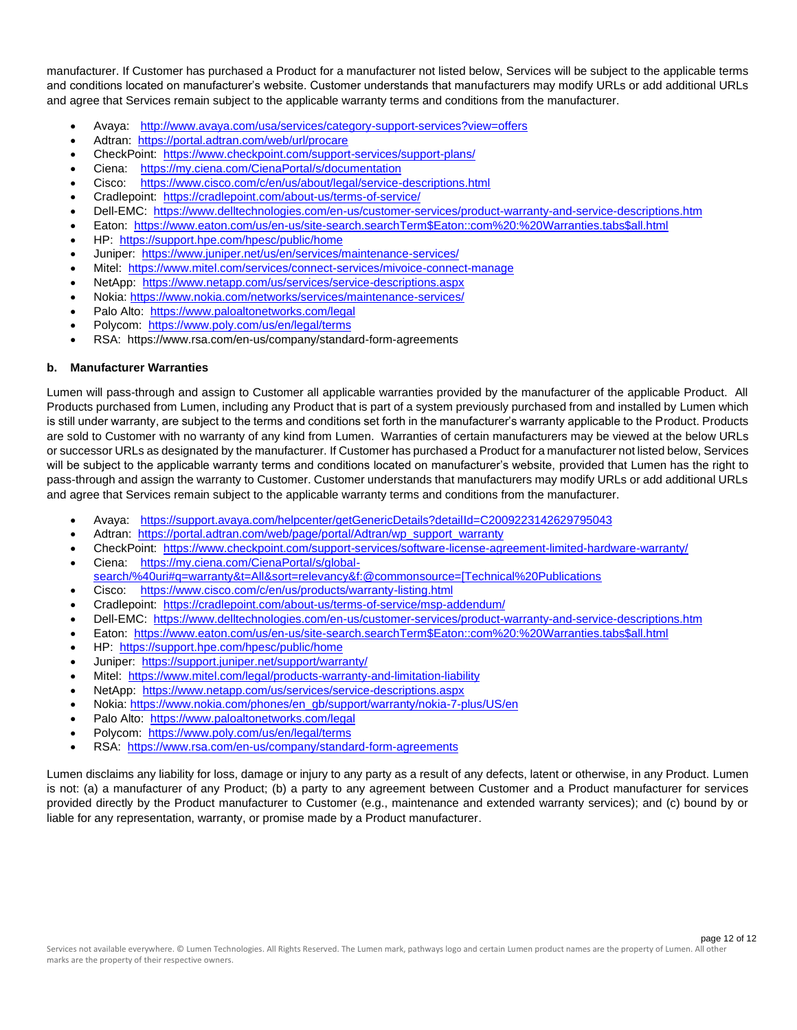manufacturer. If Customer has purchased a Product for a manufacturer not listed below, Services will be subject to the applicable terms and conditions located on manufacturer's website. Customer understands that manufacturers may modify URLs or add additional URLs and agree that Services remain subject to the applicable warranty terms and conditions from the manufacturer.

- Avaya: http://www.avaya.com/usa/services/category-support-services?view=offers
- Adtran: https://portal.adtran.com/web/url/procare
- CheckPoint: https://www.checkpoint.com/support-services/support-plans/
- Ciena: https://my.ciena.com/CienaPortal/s/documentation
- Cisco: https://www.cisco.com/c/en/us/about/legal/service-descriptions.html
- Cradlepoint: https://cradlepoint.com/about-us/terms-of-service/
- Dell-EMC: https://www.delltechnologies.com/en-us/customer-services/product-warranty-and-service-descriptions.htm
- Eaton: https://www.eaton.com/us/en-us/site-search.searchTerm$Eaton::com%20:%20Warranties.tabs$all.html
- HP: https://support.hpe.com/hpesc/public/home
- Juniper: https://www.juniper.net/us/en/services/maintenance-services/
- Mitel: https://www.mitel.com/services/connect-services/mivoice-connect-manage
- NetApp: https://www.netapp.com/us/services/service-descriptions.aspx
- Nokia: https://www.nokia.com/networks/services/maintenance-services/
- Palo Alto: https://www.paloaltonetworks.com/legal
- Polycom: https://www.poly.com/us/en/legal/terms
- RSA: https://www.rsa.com/en-us/company/standard-form-agreements

**b. Manufacturer Warranties**

Lumen will pass-through and assign to Customer all applicable warranties provided by the manufacturer of the applicable Product. All Products purchased from Lumen, including any Product that is part of a system previously purchased from and installed by Lumen which is still under warranty, are subject to the terms and conditions set forth in the manufacturer's warranty applicable to the Product. Products are sold to Customer with no warranty of any kind from Lumen. Warranties of certain manufacturers may be viewed at the below URLs or successor URLs as designated by the manufacturer. If Customer has purchased a Product for a manufacturer not listed below, Services will be subject to the applicable warranty terms and conditions located on manufacturer's website, provided that Lumen has the right to pass-through and assign the warranty to Customer. Customer understands that manufacturers may modify URLs or add additional URLs and agree that Services remain subject to the applicable warranty terms and conditions from the manufacturer.

- Avaya: https://support.avaya.com/helpcenter/getGenericDetails?detailId=C2009223142629795043
- Adtran: https://portal.adtran.com/web/page/portal/Adtran/wp_support_warranty
- CheckPoint: https://www.checkpoint.com/support-services/software-license-agreement-limited-hardware-warranty/
- Ciena: https://my.ciena.com/CienaPortal/s/global-search/%40uri#q=warranty&t=All&sort=relevancy&f:@commonsource=[Technical%20Publications
- Cisco: https://www.cisco.com/c/en/us/products/warranty-listing.html
- Cradlepoint: https://cradlepoint.com/about-us/terms-of-service/msp-addendum/
- Dell-EMC: https://www.delltechnologies.com/en-us/customer-services/product-warranty-and-service-descriptions.htm
- Eaton: https://www.eaton.com/us/en-us/site-search.searchTerm$Eaton::com%20:%20Warranties.tabs$all.html
- HP: https://support.hpe.com/hpesc/public/home
- Juniper: https://support.juniper.net/support/warranty/
- Mitel: https://www.mitel.com/legal/products-warranty-and-limitation-liability
- NetApp: https://www.netapp.com/us/services/service-descriptions.aspx
- Nokia: https://www.nokia.com/phones/en_gb/support/warranty/nokia-7-plus/US/en
- Palo Alto: https://www.paloaltonetworks.com/legal
- Polycom: https://www.poly.com/us/en/legal/terms
- RSA: https://www.rsa.com/en-us/company/standard-form-agreements

Lumen disclaims any liability for loss, damage or injury to any party as a result of any defects, latent or otherwise, in any Product. Lumen is not: (a) a manufacturer of any Product; (b) a party to any agreement between Customer and a Product manufacturer for services provided directly by the Product manufacturer to Customer (e.g., maintenance and extended warranty services); and (c) bound by or liable for any representation, warranty, or promise made by a Product manufacturer.